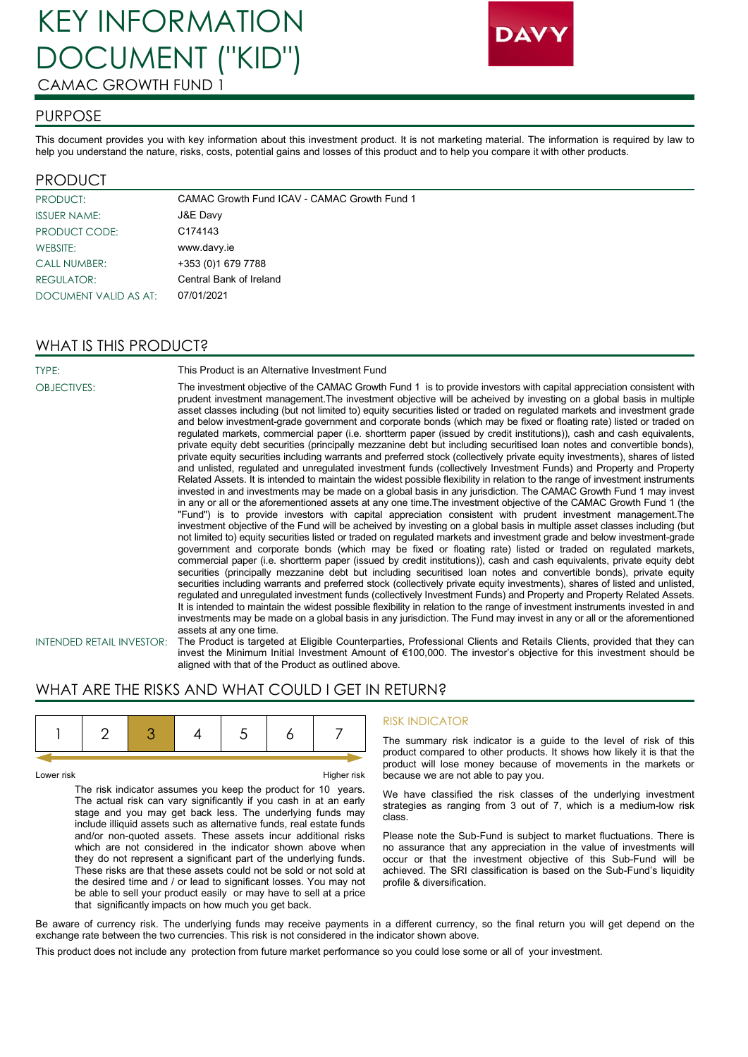# KEY INFORMATION DOCUMENT ("KID")

CAMAC GROWTH FUND 1

DAVY

## PURPOSE

This document provides you with key information about this investment product. It is not marketing material. The information is required by law to help you understand the nature, risks, costs, potential gains and losses of this product and to help you compare it with other products.

## PRODUCT

| | |
|---|---|
| PRODUCT: | CAMAC Growth Fund ICAV - CAMAC Growth Fund 1 |
| ISSUER NAME: | J&E Davy |
| PRODUCT CODE: | C174143 |
| WEBSITE: | www.davy.ie |
| CALL NUMBER: | +353 (0)1 679 7788 |
| REGULATOR: | Central Bank of Ireland |
| DOCUMENT VALID AS AT: | 07/01/2021 |

## WHAT IS THIS PRODUCT?

**TYPE:** This Product is an Alternative Investment Fund

**OBJECTIVES:** The investment objective of the CAMAC Growth Fund 1 is to provide investors with capital appreciation consistent with prudent investment management.The investment objective will be acheived by investing on a global basis in multiple asset classes including (but not limited to) equity securities listed or traded on regulated markets and investment grade and below investment-grade government and corporate bonds (which may be fixed or floating rate) listed or traded on regulated markets, commercial paper (i.e. shortterm paper (issued by credit institutions)), cash and cash equivalents, private equity debt securities (principally mezzanine debt but including securitised loan notes and convertible bonds), private equity securities including warrants and preferred stock (collectively private equity investments), shares of listed and unlisted, regulated and unregulated investment funds (collectively Investment Funds) and Property and Property Related Assets. It is intended to maintain the widest possible flexibility in relation to the range of investment instruments invested in and investments may be made on a global basis in any jurisdiction. The CAMAC Growth Fund 1 may invest in any or all or the aforementioned assets at any one time.The investment objective of the CAMAC Growth Fund 1 (the "Fund") is to provide investors with capital appreciation consistent with prudent investment management.The investment objective of the Fund will be acheived by investing on a global basis in multiple asset classes including (but not limited to) equity securities listed or traded on regulated markets and investment grade and below investment-grade government and corporate bonds (which may be fixed or floating rate) listed or traded on regulated markets, commercial paper (i.e. shortterm paper (issued by credit institutions)), cash and cash equivalents, private equity debt securities (principally mezzanine debt but including securitised loan notes and convertible bonds), private equity securities including warrants and preferred stock (collectively private equity investments), shares of listed and unlisted, regulated and unregulated investment funds (collectively Investment Funds) and Property and Property Related Assets. It is intended to maintain the widest possible flexibility in relation to the range of investment instruments invested in and investments may be made on a global basis in any jurisdiction. The Fund may invest in any or all or the aforementioned assets at any one time.

**INTENDED RETAIL INVESTOR:** The Product is targeted at Eligible Counterparties, Professional Clients and Retails Clients, provided that they can invest the Minimum Initial Investment Amount of €100,000. The investor's objective for this investment should be aligned with that of the Product as outlined above.

## WHAT ARE THE RISKS AND WHAT COULD I GET IN RETURN?

| 1 | 2 | **3** | 4 | 5 | 6 | 7 |
|---|---|---|---|---|---|---|

Lower risk — Higher risk

The risk indicator assumes you keep the product for 10 years. The actual risk can vary significantly if you cash in at an early stage and you may get back less. The underlying funds may include illiquid assets such as alternative funds, real estate funds and/or non-quoted assets. These assets incur additional risks which are not considered in the indicator shown above when they do not represent a significant part of the underlying funds. These risks are that these assets could not be sold or not sold at the desired time and / or lead to significant losses. You may not be able to sell your product easily or may have to sell at a price that significantly impacts on how much you get back.

### RISK INDICATOR

The summary risk indicator is a guide to the level of risk of this product compared to other products. It shows how likely it is that the product will lose money because of movements in the markets or because we are not able to pay you.

We have classified the risk classes of the underlying investment strategies as ranging from 3 out of 7, which is a medium-low risk class.

Please note the Sub-Fund is subject to market fluctuations. There is no assurance that any appreciation in the value of investments will occur or that the investment objective of this Sub-Fund will be achieved. The SRI classification is based on the Sub-Fund's liquidity profile & diversification.

Be aware of currency risk. The underlying funds may receive payments in a different currency, so the final return you will get depend on the exchange rate between the two currencies. This risk is not considered in the indicator shown above.

This product does not include any protection from future market performance so you could lose some or all of your investment.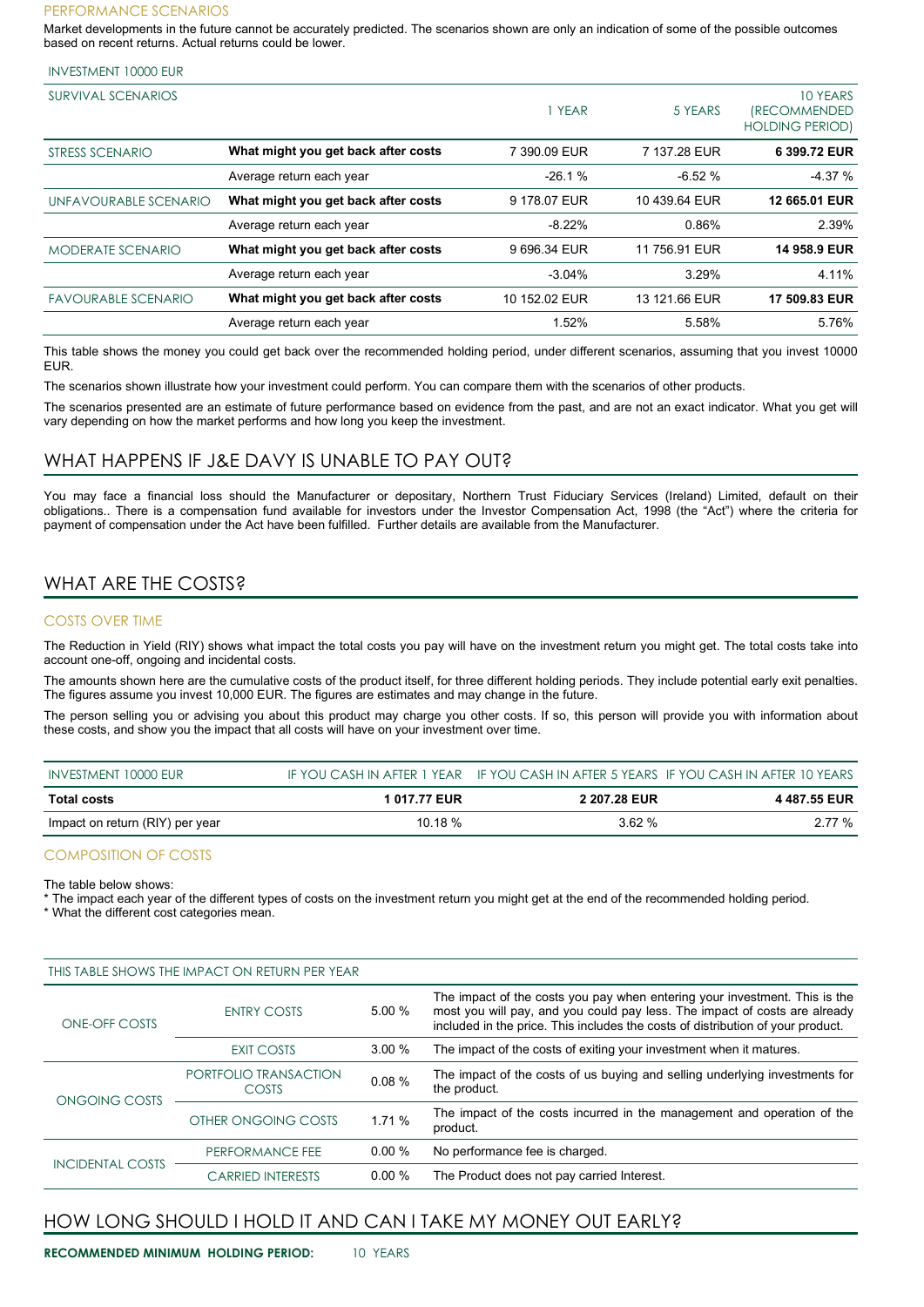### PERFORMANCE SCENARIOS

Market developments in the future cannot be accurately predicted. The scenarios shown are only an indication of some of the possible outcomes based on recent returns. Actual returns could be lower.

INVESTMENT 10000 EUR

| SURVIVAL SCENARIOS | | 1 YEAR | 5 YEARS | 10 YEARS (RECOMMENDED HOLDING PERIOD) |
|---|---|---|---|---|
| STRESS SCENARIO | **What might you get back after costs** | 7 390.09 EUR | 7 137.28 EUR | **6 399.72 EUR** |
| | Average return each year | -26.1 % | -6.52 % | -4.37 % |
| UNFAVOURABLE SCENARIO | **What might you get back after costs** | 9 178.07 EUR | 10 439.64 EUR | **12 665.01 EUR** |
| | Average return each year | -8.22% | 0.86% | 2.39% |
| MODERATE SCENARIO | **What might you get back after costs** | 9 696.34 EUR | 11 756.91 EUR | **14 958.9 EUR** |
| | Average return each year | -3.04% | 3.29% | 4.11% |
| FAVOURABLE SCENARIO | **What might you get back after costs** | 10 152.02 EUR | 13 121.66 EUR | **17 509.83 EUR** |
| | Average return each year | 1.52% | 5.58% | 5.76% |

This table shows the money you could get back over the recommended holding period, under different scenarios, assuming that you invest 10000 EUR.

The scenarios shown illustrate how your investment could perform. You can compare them with the scenarios of other products.

The scenarios presented are an estimate of future performance based on evidence from the past, and are not an exact indicator. What you get will vary depending on how the market performs and how long you keep the investment.

## WHAT HAPPENS IF J&E DAVY IS UNABLE TO PAY OUT?

You may face a financial loss should the Manufacturer or depositary, Northern Trust Fiduciary Services (Ireland) Limited, default on their obligations.. There is a compensation fund available for investors under the Investor Compensation Act, 1998 (the "Act") where the criteria for payment of compensation under the Act have been fulfilled. Further details are available from the Manufacturer.

## WHAT ARE THE COSTS?

### COSTS OVER TIME

The Reduction in Yield (RIY) shows what impact the total costs you pay will have on the investment return you might get. The total costs take into account one-off, ongoing and incidental costs.

The amounts shown here are the cumulative costs of the product itself, for three different holding periods. They include potential early exit penalties. The figures assume you invest 10,000 EUR. The figures are estimates and may change in the future.

The person selling you or advising you about this product may charge you other costs. If so, this person will provide you with information about these costs, and show you the impact that all costs will have on your investment over time.

| INVESTMENT 10000 EUR | IF YOU CASH IN AFTER 1 YEAR | IF YOU CASH IN AFTER 5 YEARS | IF YOU CASH IN AFTER 10 YEARS |
|---|---|---|---|
| **Total costs** | **1 017.77 EUR** | **2 207.28 EUR** | **4 487.55 EUR** |
| Impact on return (RIY) per year | 10.18 % | 3.62 % | 2.77 % |

### COMPOSITION OF COSTS

The table below shows:
* The impact each year of the different types of costs on the investment return you might get at the end of the recommended holding period.
* What the different cost categories mean.

| THIS TABLE SHOWS THE IMPACT ON RETURN PER YEAR | | | |
|---|---|---|---|
| ONE-OFF COSTS | ENTRY COSTS | 5.00 % | The impact of the costs you pay when entering your investment. This is the most you will pay, and you could pay less. The impact of costs are already included in the price. This includes the costs of distribution of your product. |
| | EXIT COSTS | 3.00 % | The impact of the costs of exiting your investment when it matures. |
| ONGOING COSTS | PORTFOLIO TRANSACTION COSTS | 0.08 % | The impact of the costs of us buying and selling underlying investments for the product. |
| | OTHER ONGOING COSTS | 1.71 % | The impact of the costs incurred in the management and operation of the product. |
| INCIDENTAL COSTS | PERFORMANCE FEE | 0.00 % | No performance fee is charged. |
| | CARRIED INTERESTS | 0.00 % | The Product does not pay carried Interest. |

## HOW LONG SHOULD I HOLD IT AND CAN I TAKE MY MONEY OUT EARLY?

**RECOMMENDED MINIMUM HOLDING PERIOD:** 10 YEARS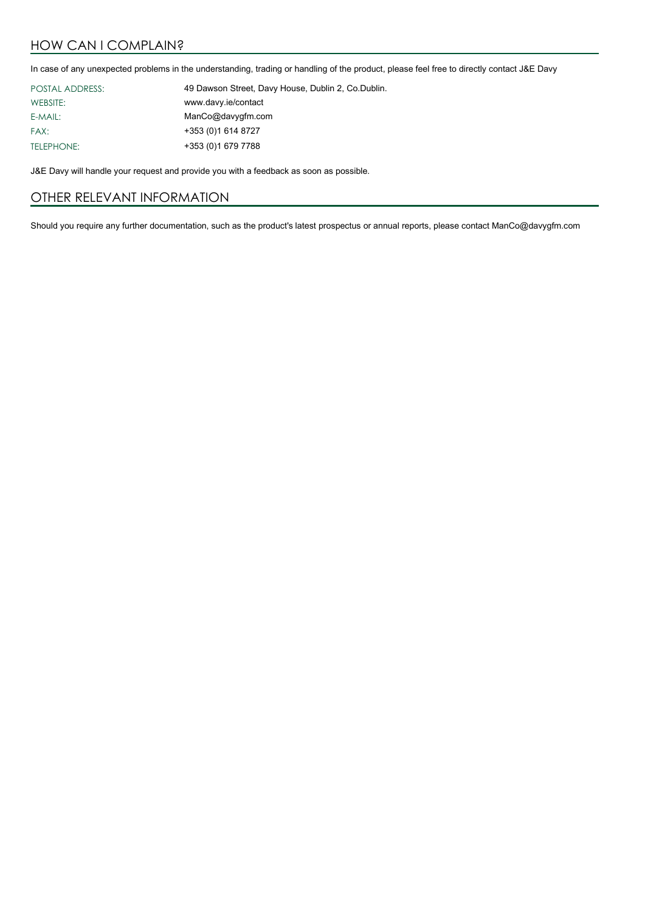## HOW CAN I COMPLAIN?

In case of any unexpected problems in the understanding, trading or handling of the product, please feel free to directly contact J&E Davy

| | |
|---|---|
| POSTAL ADDRESS: | 49 Dawson Street, Davy House, Dublin 2, Co.Dublin. |
| WEBSITE: | www.davy.ie/contact |
| E-MAIL: | ManCo@davygfm.com |
| FAX: | +353 (0)1 614 8727 |
| TELEPHONE: | +353 (0)1 679 7788 |

J&E Davy will handle your request and provide you with a feedback as soon as possible.

## OTHER RELEVANT INFORMATION

Should you require any further documentation, such as the product's latest prospectus or annual reports, please contact ManCo@davygfm.com